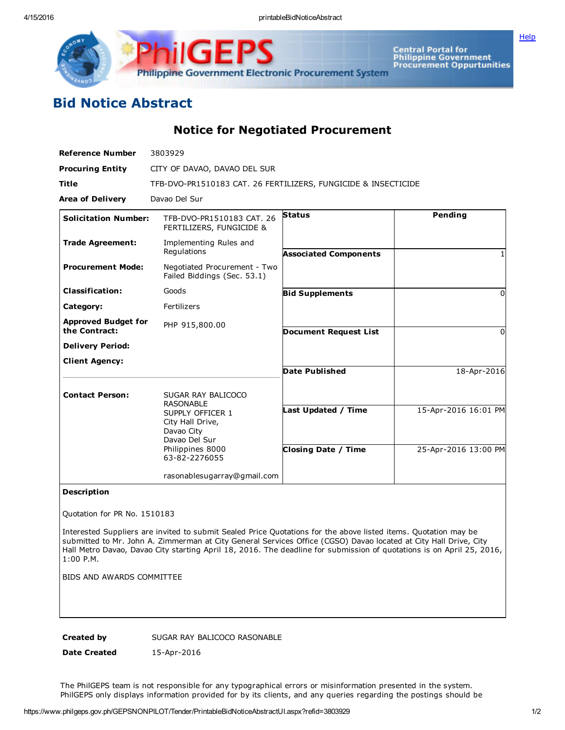# Bid Notice Abstract

## Notice for Negotiated Procurement

**Reference Number** 3803929

**Procuring Entity** CITY OF DAVAO, DAVAO DEL SUR

**Title** TFB-DVO-PR1510183 CAT. 26 FERTILIZERS, FUNGICIDE & INSECTICIDE

**Area of Delivery** Davao Del Sur

| | | | |
|---|---|---|---|
| **Solicitation Number:** | TFB-DVO-PR1510183 CAT. 26 FERTILIZERS, FUNGICIDE & | **Status** | Pending |
| **Trade Agreement:** | Implementing Rules and Regulations | **Associated Components** | 1 |
| **Procurement Mode:** | Negotiated Procurement - Two Failed Biddings (Sec. 53.1) | **Bid Supplements** | 0 |
| **Classification:** | Goods | **Document Request List** | 0 |
| **Category:** | Fertilizers | **Date Published** | 18-Apr-2016 |
| **Approved Budget for the Contract:** | PHP 915,800.00 | **Last Updated / Time** | 15-Apr-2016 16:01 PM |
| **Delivery Period:** | | **Closing Date / Time** | 25-Apr-2016 13:00 PM |
| **Client Agency:** | | | |
| **Contact Person:** | SUGAR RAY BALICOCO RASONABLE<br>SUPPLY OFFICER 1<br>City Hall Drive,<br>Davao City<br>Davao Del Sur<br>Philippines 8000<br>63-82-2276055<br><br>rasonablesugarray@gmail.com | | |

**Description**

Quotation for PR No. 1510183

Interested Suppliers are invited to submit Sealed Price Quotations for the above listed items. Quotation may be submitted to Mr. John A. Zimmerman at City General Services Office (CGSO) Davao located at City Hall Drive, City Hall Metro Davao, Davao City starting April 18, 2016. The deadline for submission of quotations is on April 25, 2016, 1:00 P.M.

BIDS AND AWARDS COMMITTEE

**Created by** SUGAR RAY BALICOCO RASONABLE

**Date Created** 15-Apr-2016

The PhilGEPS team is not responsible for any typographical errors or misinformation presented in the system. PhilGEPS only displays information provided for by its clients, and any queries regarding the postings should be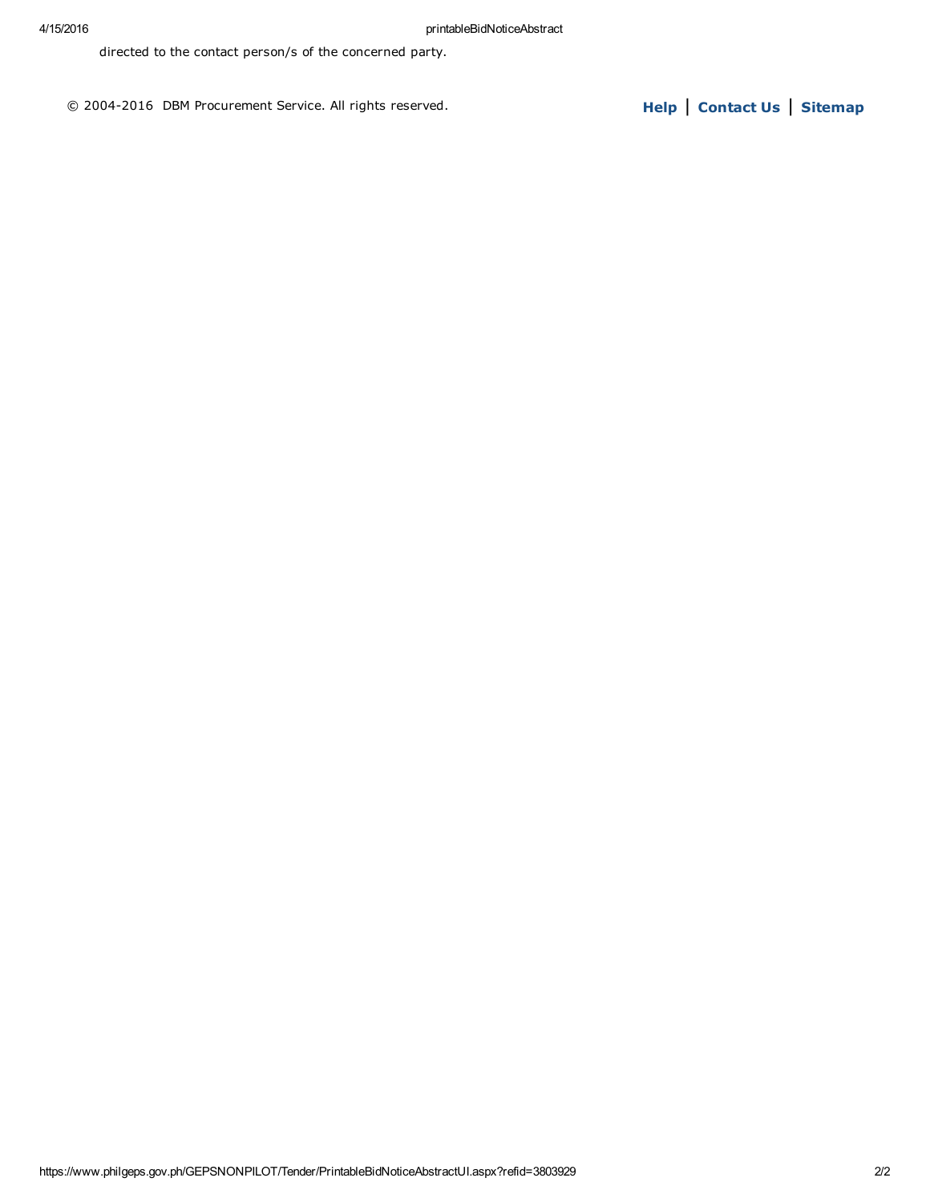directed to the contact person/s of the concerned party.

© 2004-2016 DBM Procurement Service. All rights reserved.

**Help** | **Contact Us** | **Sitemap**